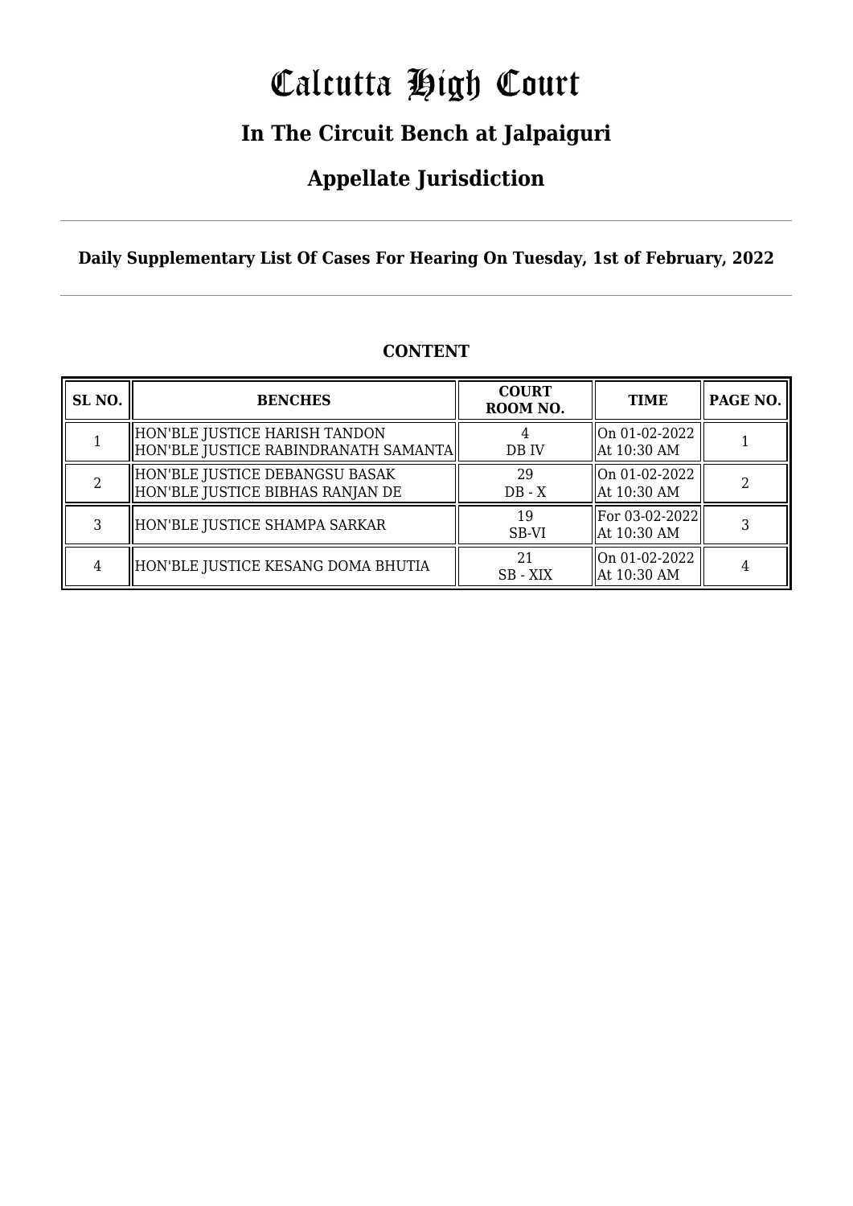# Calcutta High Court

## In The Circuit Bench at Jalpaiguri

## Appellate Jurisdiction

**Daily Supplementary List Of Cases For Hearing On Tuesday, 1st of February, 2022**

**CONTENT**

| SL NO. | BENCHES | COURT ROOM NO. | TIME | PAGE NO. |
|---|---|---|---|---|
| 1 | HON'BLE JUSTICE HARISH TANDON<br>HON'BLE JUSTICE RABINDRANATH SAMANTA | 4<br>DB IV | On 01-02-2022<br>At 10:30 AM | 1 |
| 2 | HON'BLE JUSTICE DEBANGSU BASAK<br>HON'BLE JUSTICE BIBHAS RANJAN DE | 29<br>DB - X | On 01-02-2022<br>At 10:30 AM | 2 |
| 3 | HON'BLE JUSTICE SHAMPA SARKAR | 19<br>SB-VI | For 03-02-2022<br>At 10:30 AM | 3 |
| 4 | HON'BLE JUSTICE KESANG DOMA BHUTIA | 21<br>SB - XIX | On 01-02-2022<br>At 10:30 AM | 4 |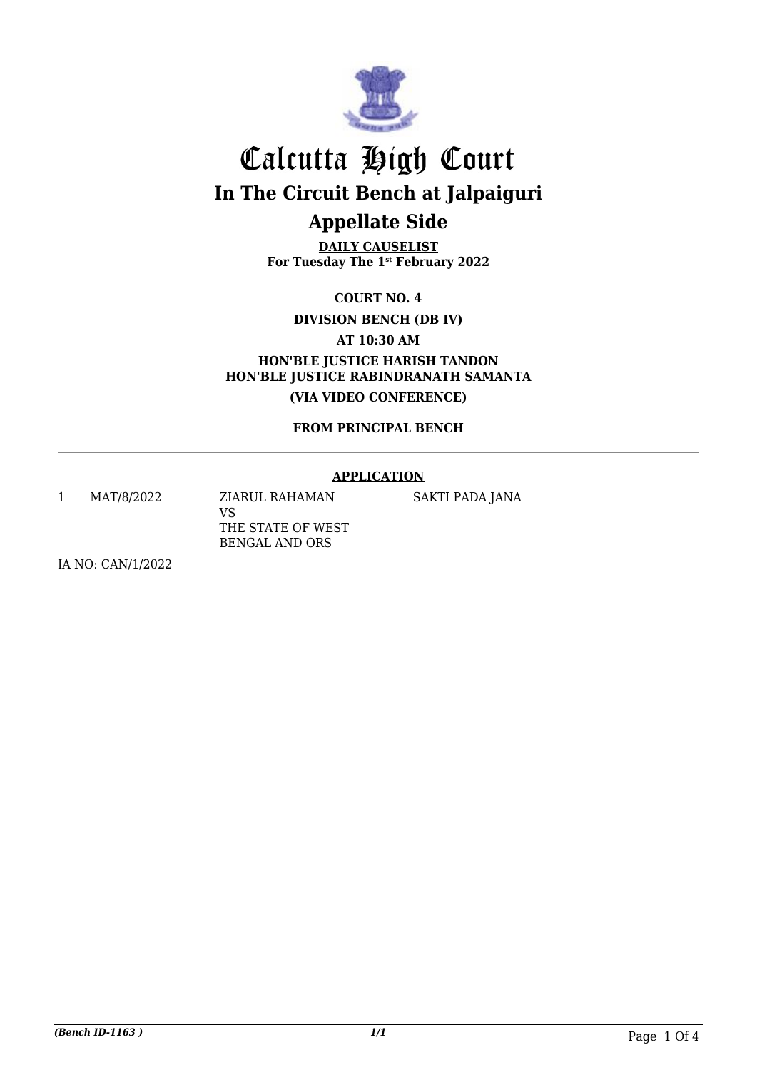# Calcutta High Court

## In The Circuit Bench at Jalpaiguri

## Appellate Side

**DAILY CAUSELIST**
**For Tuesday The 1st February 2022**

**COURT NO. 4**

**DIVISION BENCH (DB IV)**

**AT 10:30 AM**

**HON'BLE JUSTICE HARISH TANDON**
**HON'BLE JUSTICE RABINDRANATH SAMANTA**

**(VIA VIDEO CONFERENCE)**

**FROM PRINCIPAL BENCH**

---

**APPLICATION**

| | | | |
|---|---|---|---|
| 1 | MAT/8/2022 | ZIARUL RAHAMAN<br>VS<br>THE STATE OF WEST BENGAL AND ORS | SAKTI PADA JANA |

IA NO: CAN/1/2022

*(Bench ID-1163 )*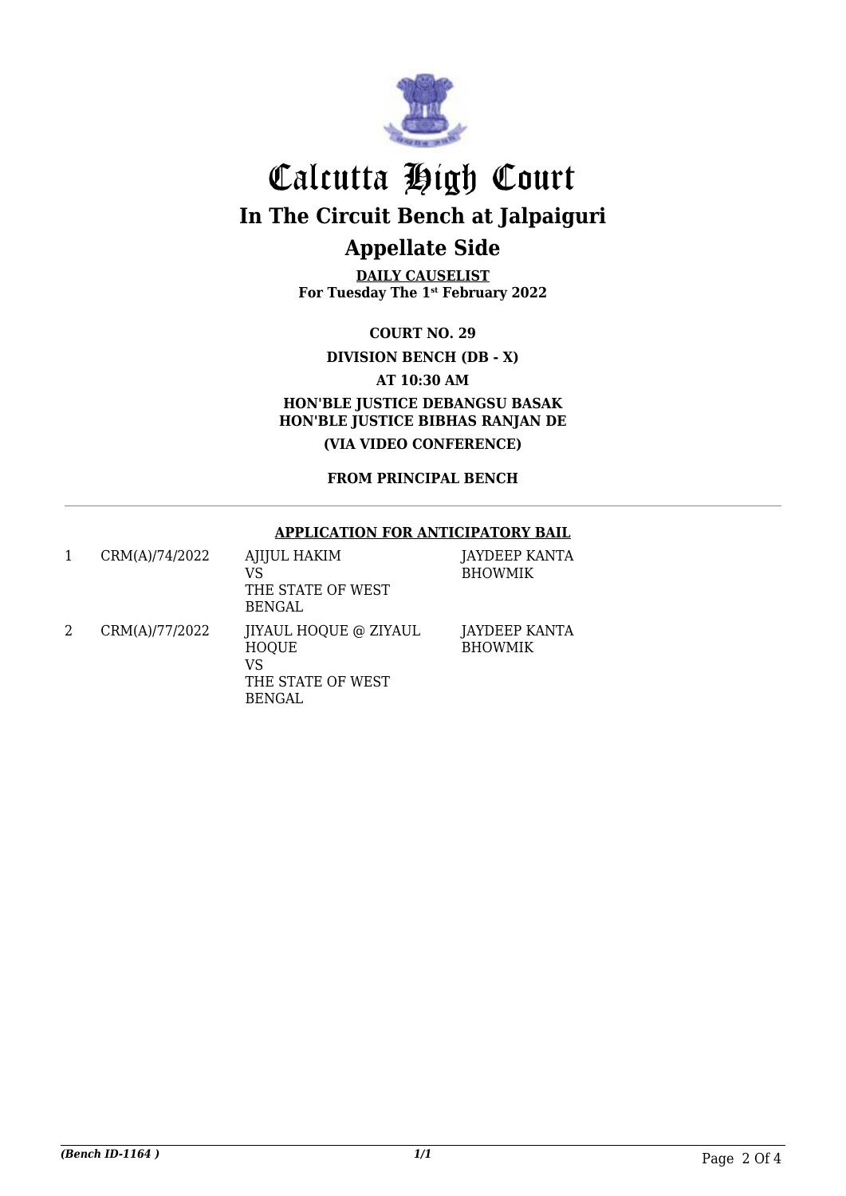# Calcutta High Court

## In The Circuit Bench at Jalpaiguri

## Appellate Side

**DAILY CAUSELIST**
**For Tuesday The 1st February 2022**

**COURT NO. 29**

**DIVISION BENCH (DB - X)**

**AT 10:30 AM**

**HON'BLE JUSTICE DEBANGSU BASAK**
**HON'BLE JUSTICE BIBHAS RANJAN DE**

**(VIA VIDEO CONFERENCE)**

**FROM PRINCIPAL BENCH**

---

**APPLICATION FOR ANTICIPATORY BAIL**

| | | | |
|---|---|---|---|
| 1 | CRM(A)/74/2022 | AJIJUL HAKIM<br>VS<br>THE STATE OF WEST BENGAL | JAYDEEP KANTA BHOWMIK |
| 2 | CRM(A)/77/2022 | JIYAUL HOQUE @ ZIYAUL HOQUE<br>VS<br>THE STATE OF WEST BENGAL | JAYDEEP KANTA BHOWMIK |

*(Bench ID-1164 )* 1/1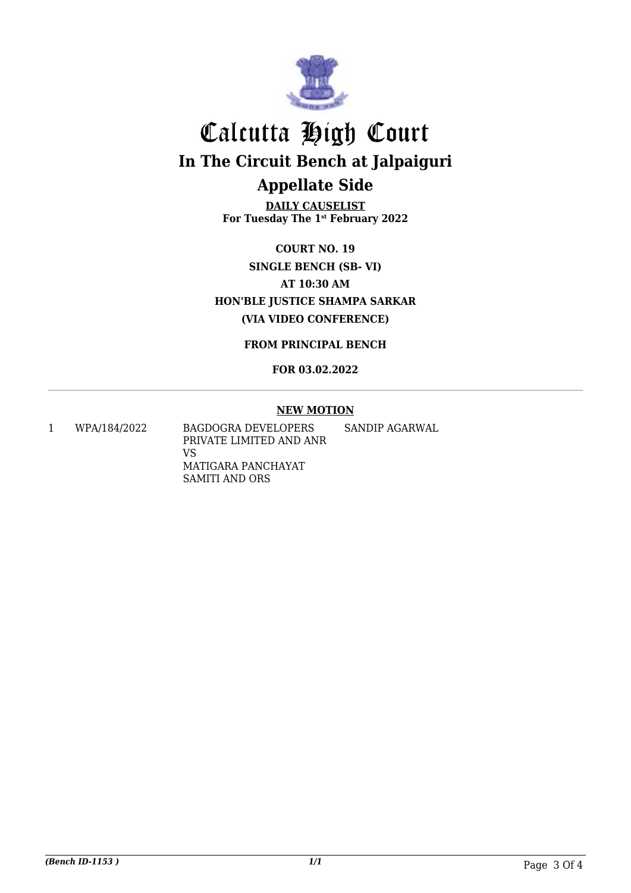# Calcutta High Court

## In The Circuit Bench at Jalpaiguri

## Appellate Side

**DAILY CAUSELIST**
**For Tuesday The 1st February 2022**

**COURT NO. 19**
**SINGLE BENCH (SB- VI)**
**AT 10:30 AM**
**HON'BLE JUSTICE SHAMPA SARKAR**
**(VIA VIDEO CONFERENCE)**

**FROM PRINCIPAL BENCH**

**FOR 03.02.2022**

---

**NEW MOTION**

| | | | |
|---|---|---|---|
| 1 | WPA/184/2022 | BAGDOGRA DEVELOPERS PRIVATE LIMITED AND ANR VS MATIGARA PANCHAYAT SAMITI AND ORS | SANDIP AGARWAL |

*(Bench ID-1153 )*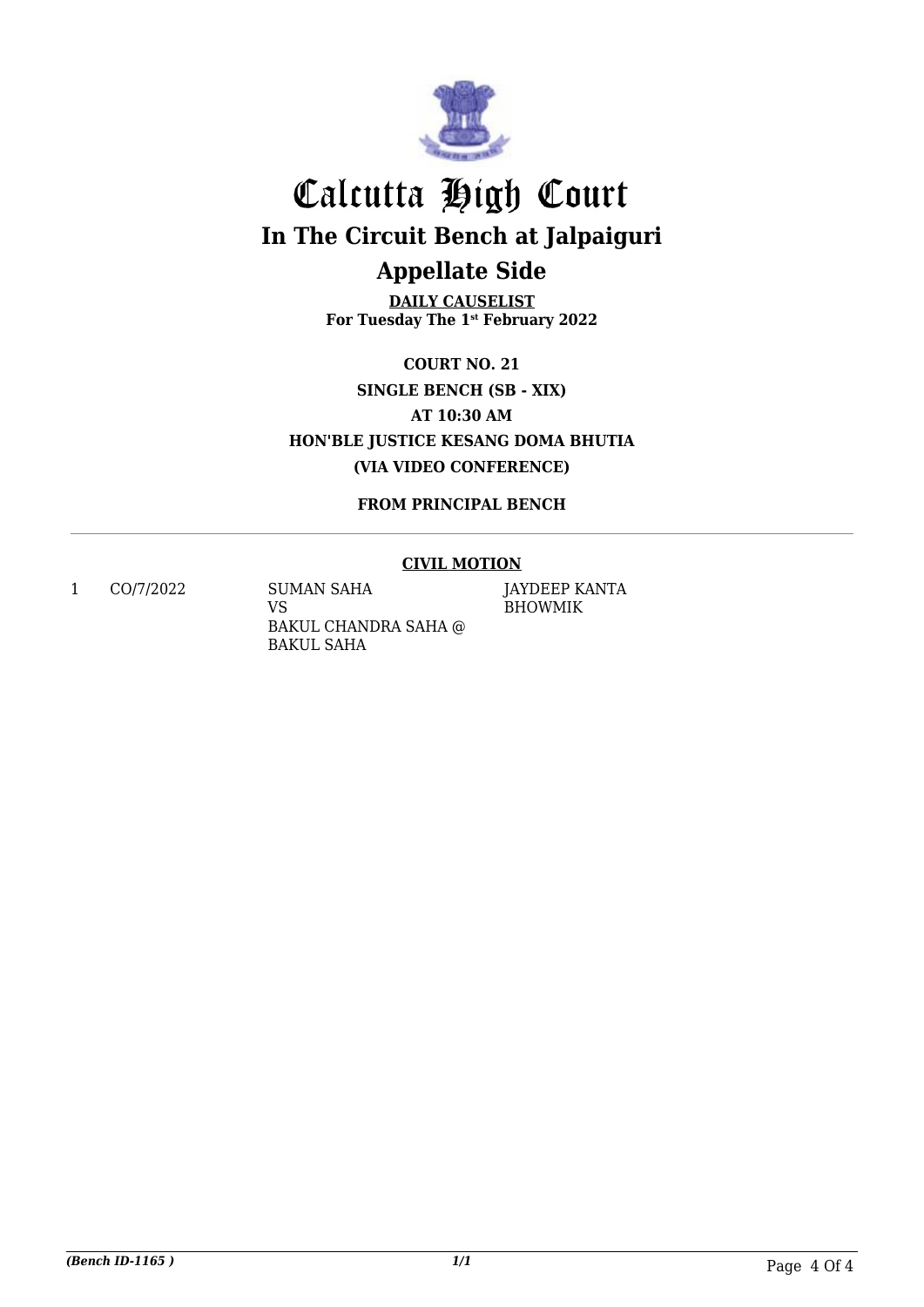# Calcutta High Court

## In The Circuit Bench at Jalpaiguri

## Appellate Side

**DAILY CAUSELIST**
**For Tuesday The 1st February 2022**

**COURT NO. 21**
**SINGLE BENCH (SB - XIX)**
**AT 10:30 AM**
**HON'BLE JUSTICE KESANG DOMA BHUTIA**
**(VIA VIDEO CONFERENCE)**

**FROM PRINCIPAL BENCH**

**CIVIL MOTION**

| | | | |
|---|---|---|---|
| 1 | CO/7/2022 | SUMAN SAHA<br>VS<br>BAKUL CHANDRA SAHA @ BAKUL SAHA | JAYDEEP KANTA BHOWMIK |

*(Bench ID-1165 )*